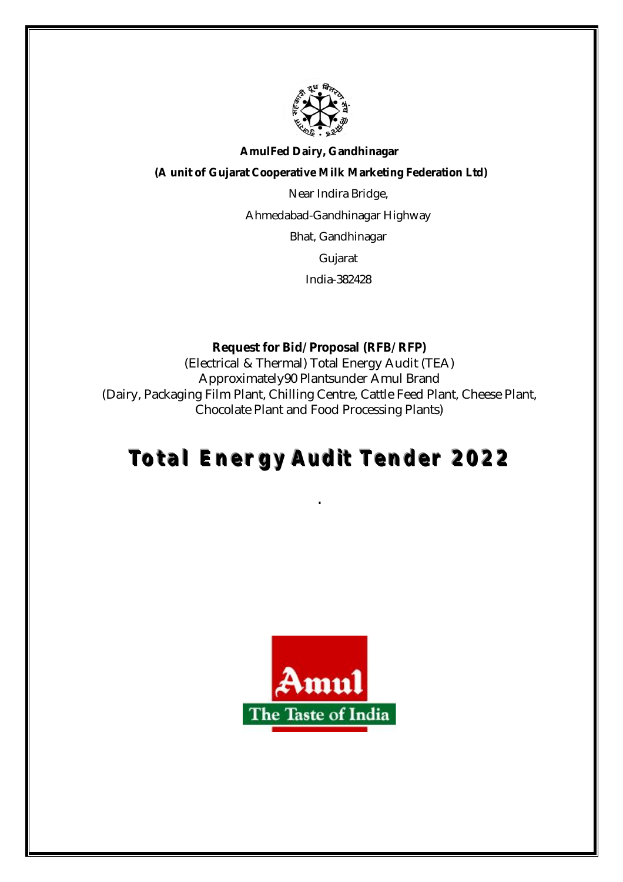**AmulFed Dairy, Gandhinagar**

**(A unit of Gujarat Cooperative Milk Marketing Federation Ltd)**

Near Indira Bridge,

Ahmedabad-Gandhinagar Highway

Bhat, Gandhinagar

Gujarat

India-382428

**Request for Bid/Proposal (RFB/RFP)**

(Electrical & Thermal) Total Energy Audit (TEA)

Approximately90 Plantsunder Amul Brand

(Dairy, Packaging Film Plant, Chilling Centre, Cattle Feed Plant, Cheese Plant, Chocolate Plant and Food Processing Plants)

# Total Energy Audit Tender 2022

.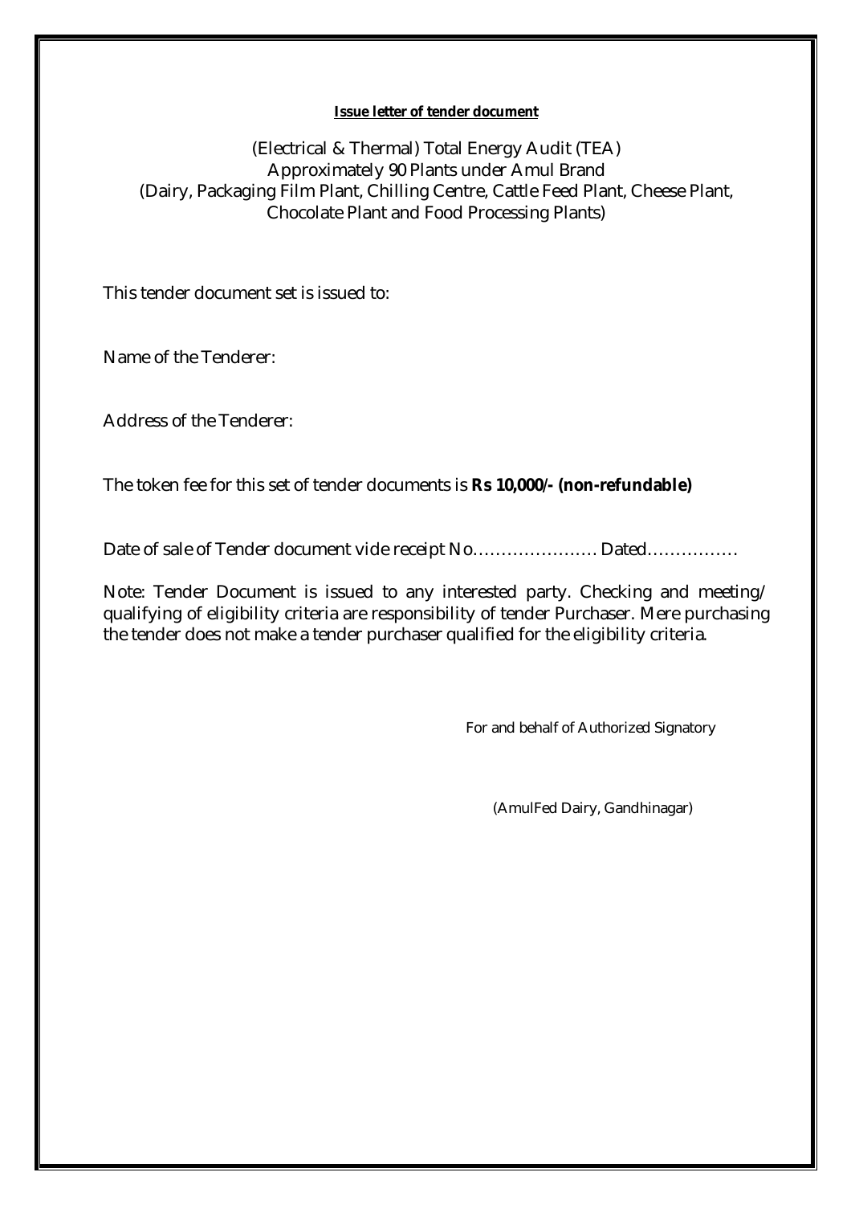**Issue letter of tender document**

(Electrical & Thermal) Total Energy Audit (TEA)
Approximately 90 Plants under Amul Brand
(Dairy, Packaging Film Plant, Chilling Centre, Cattle Feed Plant, Cheese Plant, Chocolate Plant and Food Processing Plants)

This tender document set is issued to:

Name of the Tenderer:

Address of the Tenderer:

The token fee for this set of tender documents is **Rs 10,000/- (non-refundable)**

Date of sale of Tender document vide receipt No………………… Dated…………….

Note: Tender Document is issued to any interested party. Checking and meeting/ qualifying of eligibility criteria are responsibility of tender Purchaser. Mere purchasing the tender does not make a tender purchaser qualified for the eligibility criteria.

For and behalf of Authorized Signatory

(AmulFed Dairy, Gandhinagar)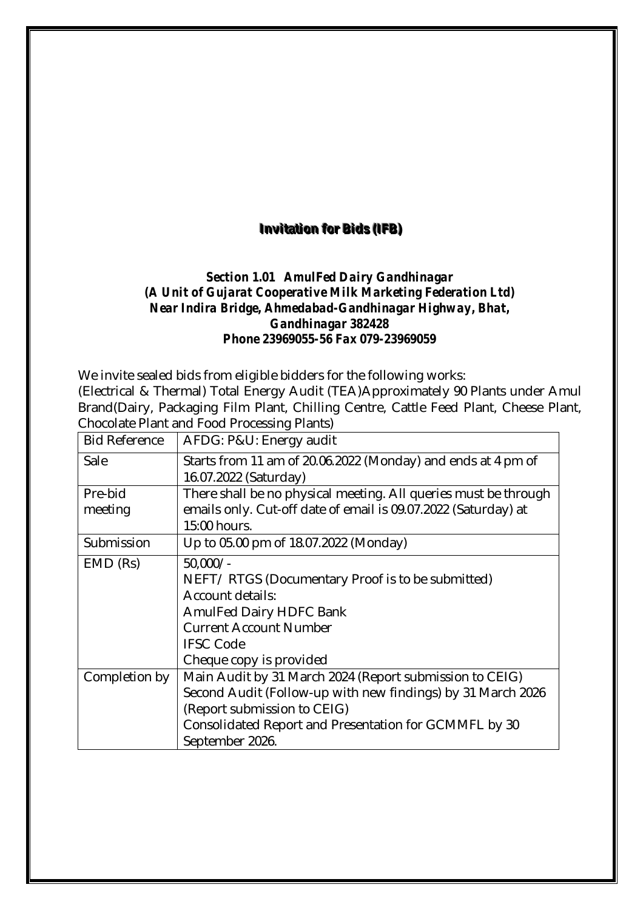# Invitation for Bids (IFB)

***Section 1.01 AmulFed Dairy Gandhinagar***
***(A Unit of Gujarat Cooperative Milk Marketing Federation Ltd)***
***Near Indira Bridge, Ahmedabad-Gandhinagar Highway, Bhat,***
***Gandhinagar 382428***
***Phone 23969055-56 Fax 079-23969059***

We invite sealed bids from eligible bidders for the following works:
(Electrical & Thermal) Total Energy Audit (TEA)Approximately 90 Plants under Amul Brand(Dairy, Packaging Film Plant, Chilling Centre, Cattle Feed Plant, Cheese Plant, Chocolate Plant and Food Processing Plants)

| Bid Reference | AFDG: P&U: Energy audit |
|---|---|
| Sale | Starts from 11 am of 20.06.2022 (Monday) and ends at 4 pm of 16.07.2022 (Saturday) |
| Pre-bid meeting | There shall be no physical meeting. All queries must be through emails only. Cut-off date of email is 09.07.2022 (Saturday) at 15:00 hours. |
| Submission | Up to 05.00 pm of 18.07.2022 (Monday) |
| EMD (Rs) | 50,000/-<br>NEFT/ RTGS (Documentary Proof is to be submitted)<br>Account details:<br>AmulFed Dairy HDFC Bank<br>Current Account Number<br>IFSC Code<br>Cheque copy is provided |
| Completion by | Main Audit by 31 March 2024 (Report submission to CEIG)<br>Second Audit (Follow-up with new findings) by 31 March 2026 (Report submission to CEIG)<br>Consolidated Report and Presentation for GCMMFL by 30 September 2026. |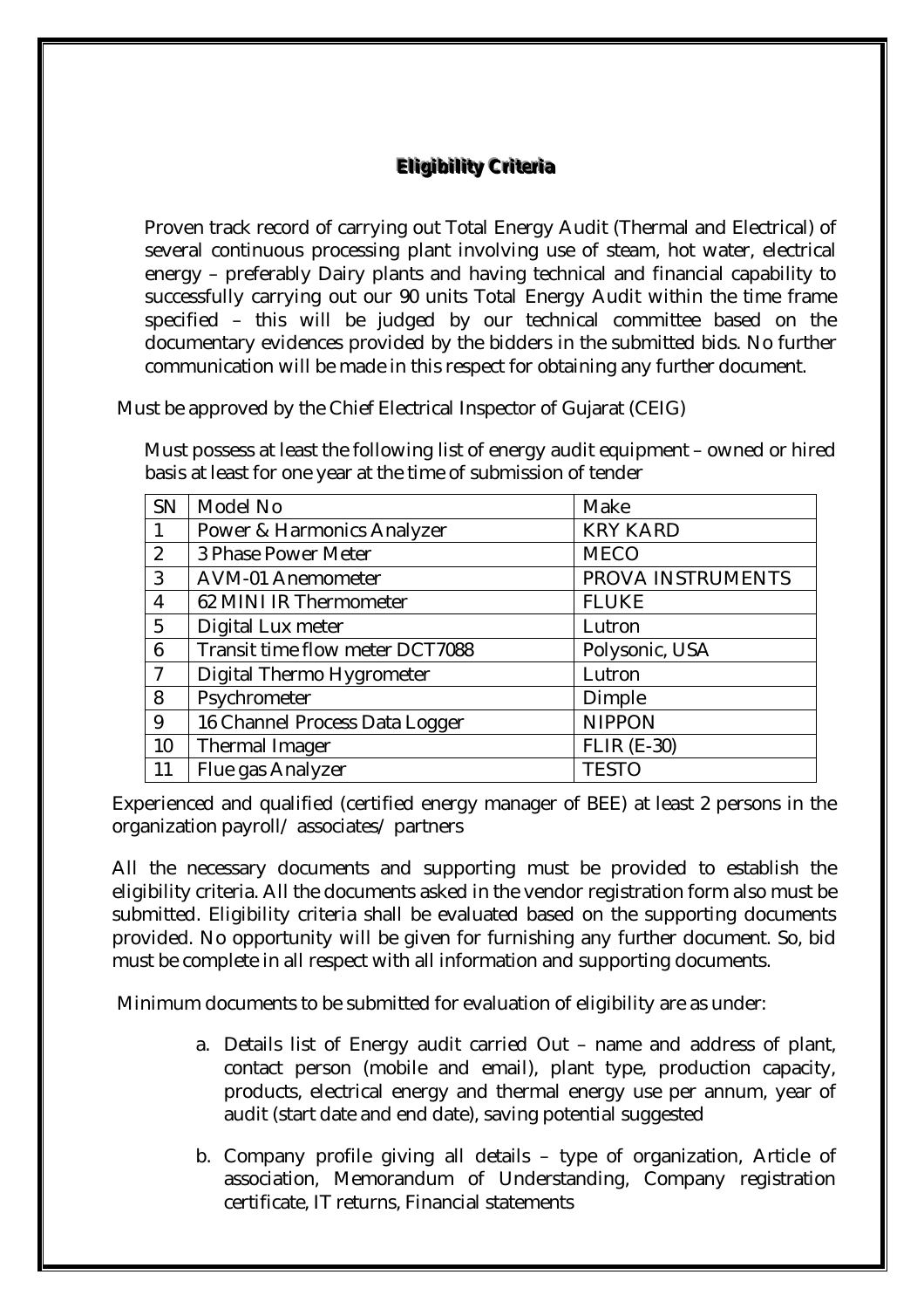## Eligibility Criteria

Proven track record of carrying out Total Energy Audit (Thermal and Electrical) of several continuous processing plant involving use of steam, hot water, electrical energy – preferably Dairy plants and having technical and financial capability to successfully carrying out our 90 units Total Energy Audit within the time frame specified – this will be judged by our technical committee based on the documentary evidences provided by the bidders in the submitted bids. No further communication will be made in this respect for obtaining any further document.

Must be approved by the Chief Electrical Inspector of Gujarat (CEIG)

Must possess at least the following list of energy audit equipment – owned or hired basis at least for one year at the time of submission of tender

| SN | Model No | Make |
|---|---|---|
| 1 | Power & Harmonics Analyzer | KRY KARD |
| 2 | 3 Phase Power Meter | MECO |
| 3 | AVM-01 Anemometer | PROVA INSTRUMENTS |
| 4 | 62 MINI IR Thermometer | FLUKE |
| 5 | Digital Lux meter | Lutron |
| 6 | Transit time flow meter DCT7088 | Polysonic, USA |
| 7 | Digital Thermo Hygrometer | Lutron |
| 8 | Psychrometer | Dimple |
| 9 | 16 Channel Process Data Logger | NIPPON |
| 10 | Thermal Imager | FLIR (E-30) |
| 11 | Flue gas Analyzer | TESTO |

Experienced and qualified (certified energy manager of BEE) at least 2 persons in the organization payroll/ associates/ partners

All the necessary documents and supporting must be provided to establish the eligibility criteria. All the documents asked in the vendor registration form also must be submitted. Eligibility criteria shall be evaluated based on the supporting documents provided. No opportunity will be given for furnishing any further document. So, bid must be complete in all respect with all information and supporting documents.

Minimum documents to be submitted for evaluation of eligibility are as under:

a. Details list of Energy audit carried Out – name and address of plant, contact person (mobile and email), plant type, production capacity, products, electrical energy and thermal energy use per annum, year of audit (start date and end date), saving potential suggested

b. Company profile giving all details – type of organization, Article of association, Memorandum of Understanding, Company registration certificate, IT returns, Financial statements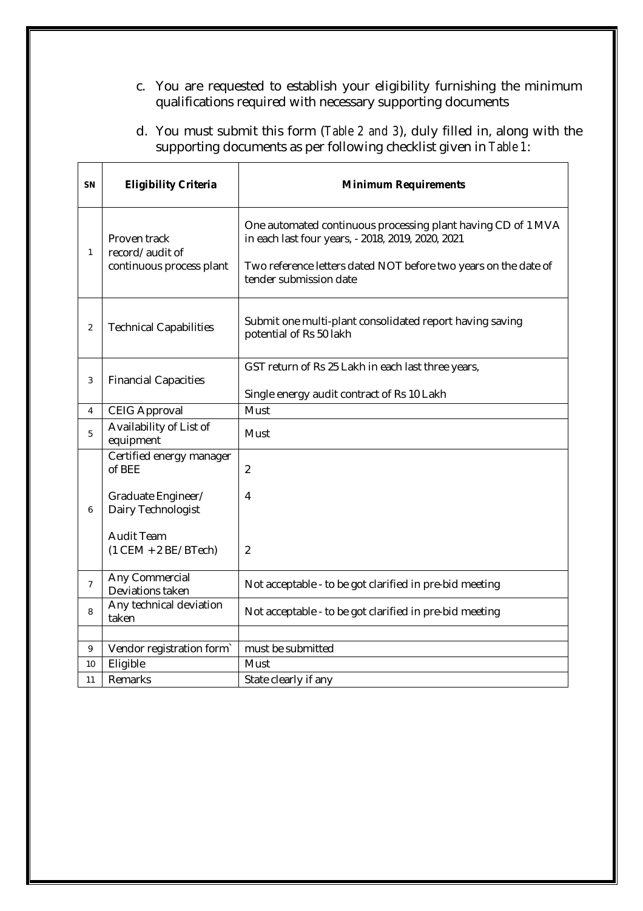c. You are requested to establish your eligibility furnishing the minimum qualifications required with necessary supporting documents

d. You must submit this form (*Table 2 and 3*), duly filled in, along with the supporting documents as per following checklist given in *Table 1*:

| SN | Eligibility Criteria | Minimum Requirements |
|---|---|---|
| 1 | Proven track record/ audit of continuous process plant | One automated continuous processing plant having CD of 1 MVA in each last four years, - 2018, 2019, 2020, 2021<br><br>Two reference letters dated NOT before two years on the date of tender submission date |
| 2 | Technical Capabilities | Submit one multi-plant consolidated report having saving potential of Rs 50 lakh |
| 3 | Financial Capacities | GST return of Rs 25 Lakh in each last three years,<br><br>Single energy audit contract of Rs 10 Lakh |
| 4 | CEIG Approval | Must |
| 5 | Availability of List of equipment | Must |
| 6 | Certified energy manager of BEE<br><br>Graduate Engineer/ Dairy Technologist<br><br>Audit Team (1 CEM + 2 BE/ BTech) | 2<br><br>4<br><br>2 |
| 7 | Any Commercial Deviations taken | Not acceptable - to be got clarified in pre-bid meeting |
| 8 | Any technical deviation taken | Not acceptable - to be got clarified in pre-bid meeting |
| | | |
| 9 | Vendor registration form` | must be submitted |
| 10 | Eligible | Must |
| 11 | Remarks | State clearly if any |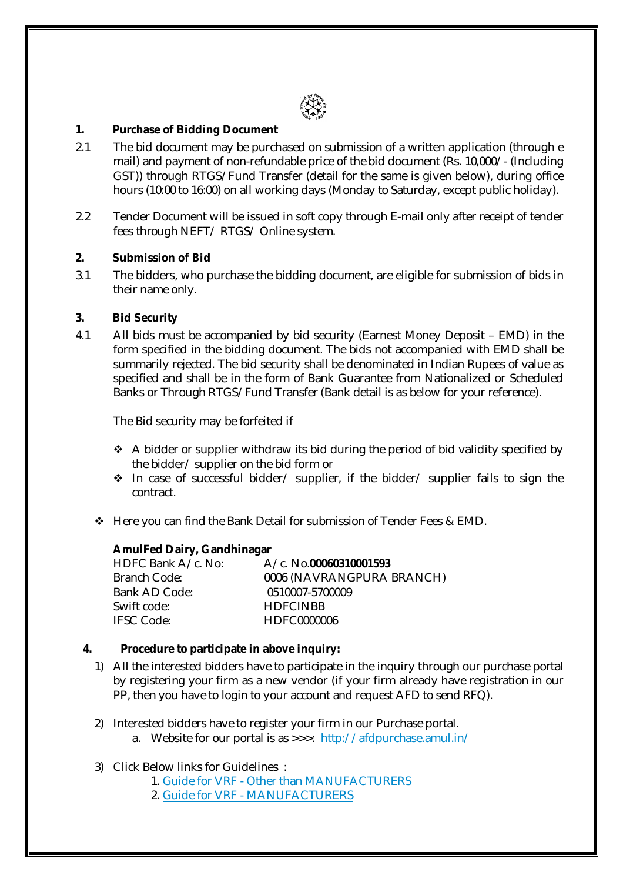## 1. Purchase of Bidding Document

2.1 The bid document may be purchased on submission of a written application (through e mail) and payment of non-refundable price of the bid document (Rs. 10,000/- (Including GST)) through RTGS/Fund Transfer (detail for the same is given below), during office hours (10:00 to 16:00) on all working days (Monday to Saturday, except public holiday).

2.2 Tender Document will be issued in soft copy through E-mail only after receipt of tender fees through NEFT/ RTGS/ Online system.

## 2. Submission of Bid

3.1 The bidders, who purchase the bidding document, are eligible for submission of bids in their name only.

## 3. Bid Security

4.1 All bids must be accompanied by bid security (Earnest Money Deposit – EMD) in the form specified in the bidding document. The bids not accompanied with EMD shall be summarily rejected. The bid security shall be denominated in Indian Rupees of value as specified and shall be in the form of Bank Guarantee from Nationalized or Scheduled Banks or Through RTGS/Fund Transfer (Bank detail is as below for your reference).

The Bid security may be forfeited if

- ❖ A bidder or supplier withdraw its bid during the period of bid validity specified by the bidder/ supplier on the bid form or
- ❖ In case of successful bidder/ supplier, if the bidder/ supplier fails to sign the contract.

- ❖ Here you can find the Bank Detail for submission of Tender Fees & EMD.

**AmulFed Dairy, Gandhinagar**

| | |
|---|---|
| HDFC Bank A/c. No: | A/c. No.**00060310001593** |
| Branch Code: | 0006 (NAVRANGPURA BRANCH) |
| Bank AD Code: | 0510007-5700009 |
| Swift code: | HDFCINBB |
| IFSC Code: | HDFC0000006 |

## 4. Procedure to participate in above inquiry:

1) All the interested bidders have to participate in the inquiry through our purchase portal by registering your firm as a new vendor (if your firm already have registration in our PP, then you have to login to your account and request AFD to send RFQ).

2) Interested bidders have to register your firm in our Purchase portal.
   a. Website for our portal is as >>>: http://afdpurchase.amul.in/

3) Click Below links for Guidelines :
   1. Guide for VRF - Other than MANUFACTURERS
   2. Guide for VRF - MANUFACTURERS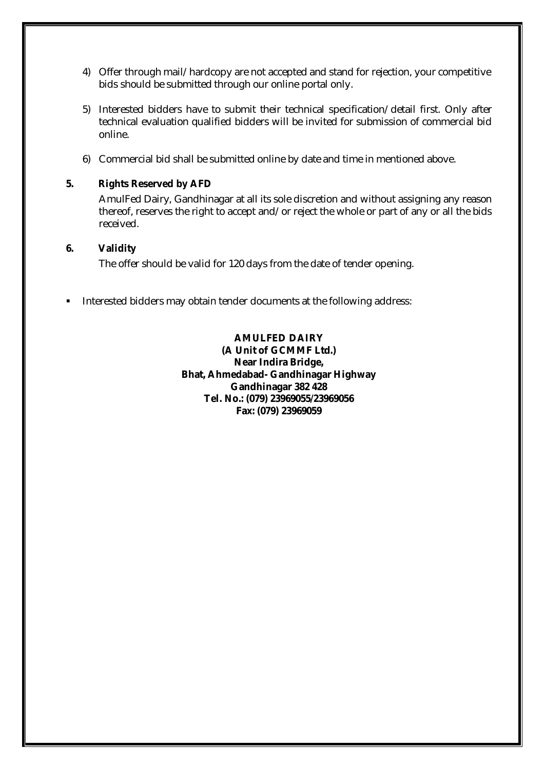4) Offer through mail/hardcopy are not accepted and stand for rejection, your competitive bids should be submitted through our online portal only.

5) Interested bidders have to submit their technical specification/detail first. Only after technical evaluation qualified bidders will be invited for submission of commercial bid online.

6) Commercial bid shall be submitted online by date and time in mentioned above.

**5. Rights Reserved by AFD**

AmulFed Dairy, Gandhinagar at all its sole discretion and without assigning any reason thereof, reserves the right to accept and/or reject the whole or part of any or all the bids received.

**6. Validity**

The offer should be valid for 120 days from the date of tender opening.

- Interested bidders may obtain tender documents at the following address:

**AMULFED DAIRY**
**(A Unit of GCMMF Ltd.)**
**Near Indira Bridge,**
**Bhat, Ahmedabad- Gandhinagar Highway**
**Gandhinagar 382 428**
**Tel. No.: (079) 23969055/23969056**
**Fax: (079) 23969059**